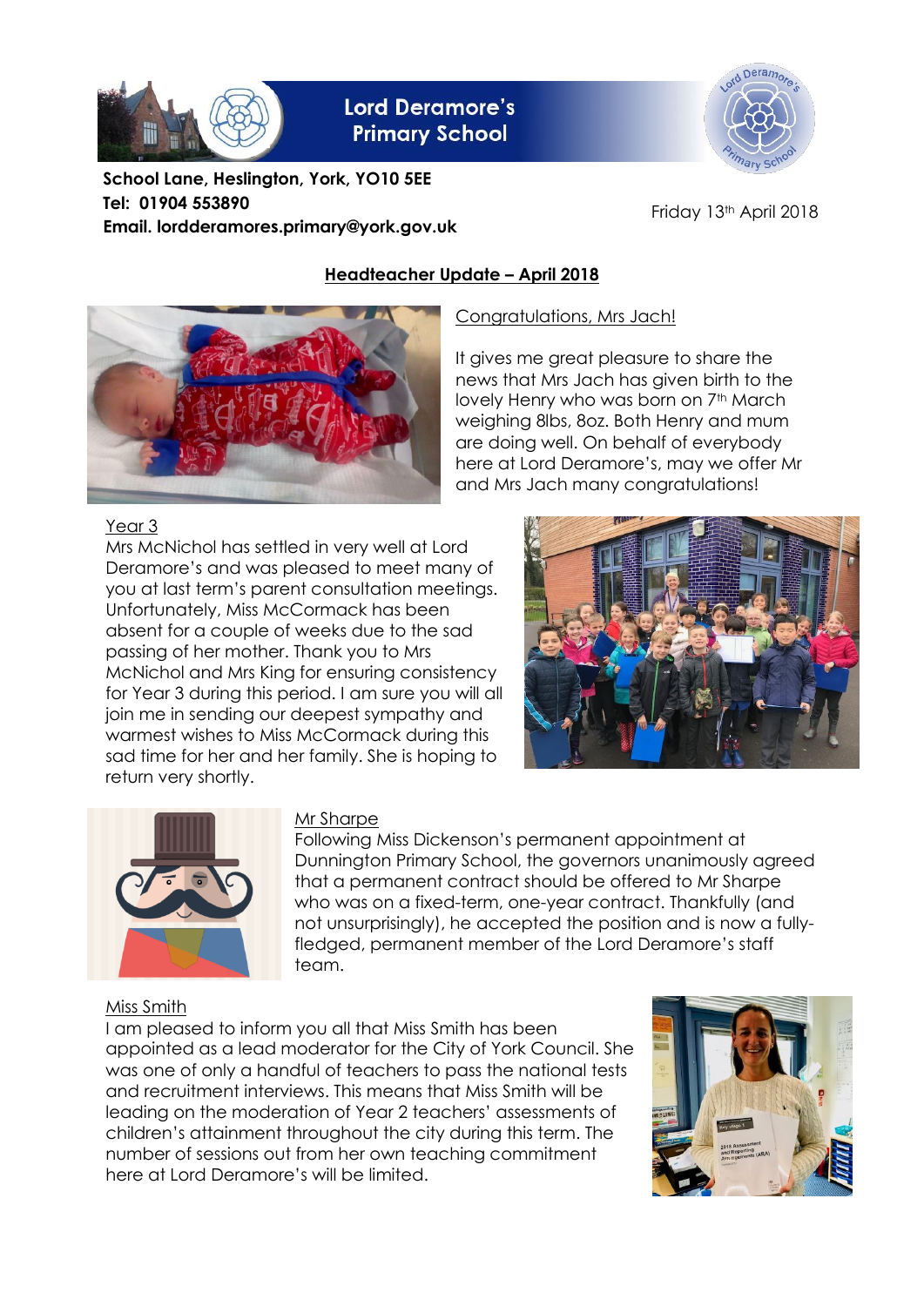# Lord Deramore's Primary School

**School Lane, Heslington, York, YO10 5EE**
**Tel: 01904 553890**
**Email. lordderamores.primary@york.gov.uk**

Friday 13th April 2018

## Headteacher Update – April 2018

### Congratulations, Mrs Jach!

It gives me great pleasure to share the news that Mrs Jach has given birth to the lovely Henry who was born on 7th March weighing 8lbs, 8oz. Both Henry and mum are doing well. On behalf of everybody here at Lord Deramore's, may we offer Mr and Mrs Jach many congratulations!

### Year 3

Mrs McNichol has settled in very well at Lord Deramore's and was pleased to meet many of you at last term's parent consultation meetings. Unfortunately, Miss McCormack has been absent for a couple of weeks due to the sad passing of her mother. Thank you to Mrs McNichol and Mrs King for ensuring consistency for Year 3 during this period. I am sure you will all join me in sending our deepest sympathy and warmest wishes to Miss McCormack during this sad time for her and her family. She is hoping to return very shortly.

### Mr Sharpe

Following Miss Dickenson's permanent appointment at Dunnington Primary School, the governors unanimously agreed that a permanent contract should be offered to Mr Sharpe who was on a fixed-term, one-year contract. Thankfully (and not unsurprisingly), he accepted the position and is now a fully-fledged, permanent member of the Lord Deramore's staff team.

### Miss Smith

I am pleased to inform you all that Miss Smith has been appointed as a lead moderator for the City of York Council. She was one of only a handful of teachers to pass the national tests and recruitment interviews. This means that Miss Smith will be leading on the moderation of Year 2 teachers' assessments of children's attainment throughout the city during this term. The number of sessions out from her own teaching commitment here at Lord Deramore's will be limited.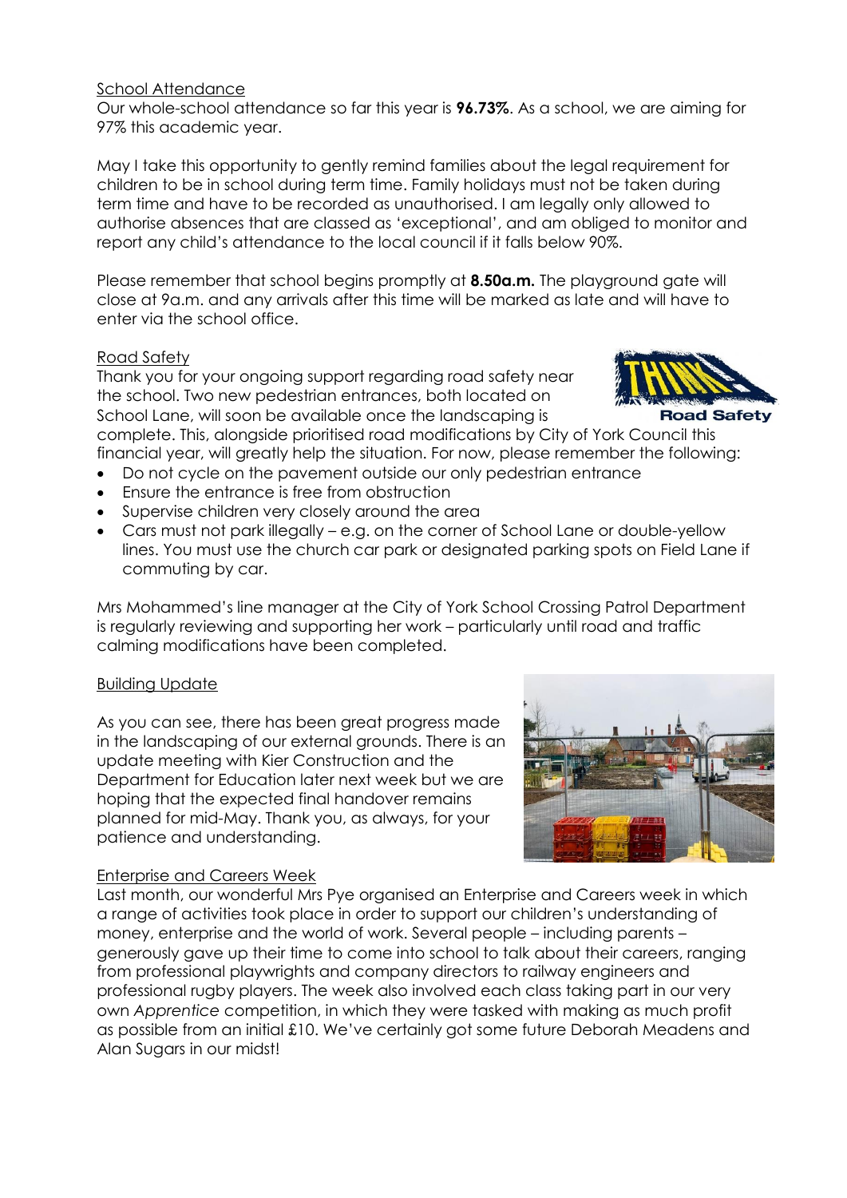## School Attendance

Our whole-school attendance so far this year is **96.73%**. As a school, we are aiming for 97% this academic year.

May I take this opportunity to gently remind families about the legal requirement for children to be in school during term time. Family holidays must not be taken during term time and have to be recorded as unauthorised. I am legally only allowed to authorise absences that are classed as 'exceptional', and am obliged to monitor and report any child's attendance to the local council if it falls below 90%.

Please remember that school begins promptly at **8.50a.m.** The playground gate will close at 9a.m. and any arrivals after this time will be marked as late and will have to enter via the school office.

## Road Safety

Thank you for your ongoing support regarding road safety near the school. Two new pedestrian entrances, both located on School Lane, will soon be available once the landscaping is complete. This, alongside prioritised road modifications by City of York Council this financial year, will greatly help the situation. For now, please remember the following:

- Do not cycle on the pavement outside our only pedestrian entrance
- Ensure the entrance is free from obstruction
- Supervise children very closely around the area
- Cars must not park illegally – e.g. on the corner of School Lane or double-yellow lines. You must use the church car park or designated parking spots on Field Lane if commuting by car.

Mrs Mohammed's line manager at the City of York School Crossing Patrol Department is regularly reviewing and supporting her work – particularly until road and traffic calming modifications have been completed.

## Building Update

As you can see, there has been great progress made in the landscaping of our external grounds. There is an update meeting with Kier Construction and the Department for Education later next week but we are hoping that the expected final handover remains planned for mid-May. Thank you, as always, for your patience and understanding.

## Enterprise and Careers Week

Last month, our wonderful Mrs Pye organised an Enterprise and Careers week in which a range of activities took place in order to support our children's understanding of money, enterprise and the world of work. Several people – including parents – generously gave up their time to come into school to talk about their careers, ranging from professional playwrights and company directors to railway engineers and professional rugby players. The week also involved each class taking part in our very own *Apprentice* competition, in which they were tasked with making as much profit as possible from an initial £10. We've certainly got some future Deborah Meadens and Alan Sugars in our midst!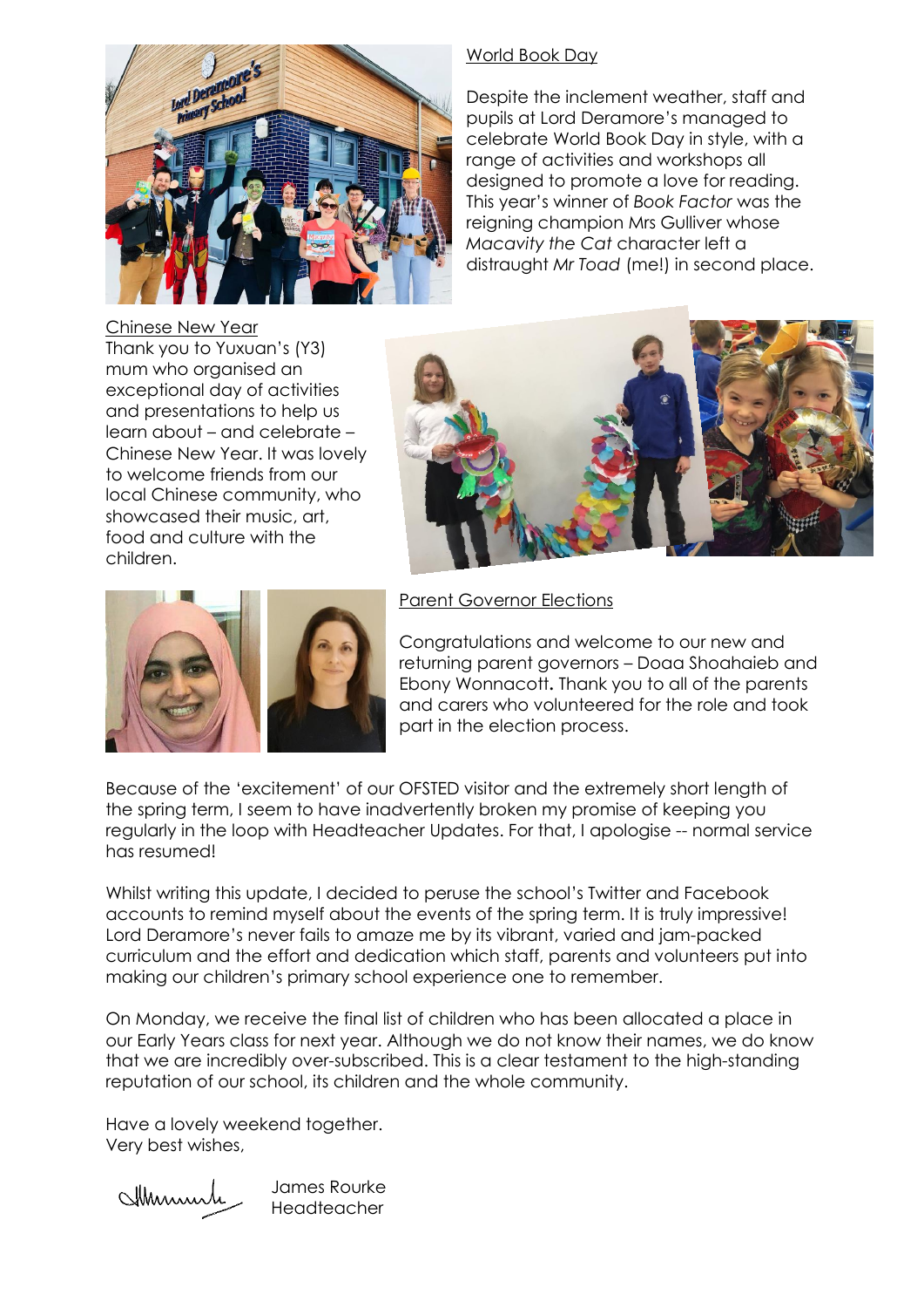## World Book Day

Despite the inclement weather, staff and pupils at Lord Deramore's managed to celebrate World Book Day in style, with a range of activities and workshops all designed to promote a love for reading. This year's winner of *Book Factor* was the reigning champion Mrs Gulliver whose *Macavity the Cat* character left a distraught *Mr Toad* (me!) in second place.

## Chinese New Year

Thank you to Yuxuan's (Y3) mum who organised an exceptional day of activities and presentations to help us learn about – and celebrate – Chinese New Year. It was lovely to welcome friends from our local Chinese community, who showcased their music, art, food and culture with the children.

## Parent Governor Elections

Congratulations and welcome to our new and returning parent governors – Doaa Shoahaieb and Ebony Wonnacott**.** Thank you to all of the parents and carers who volunteered for the role and took part in the election process.

Because of the 'excitement' of our OFSTED visitor and the extremely short length of the spring term, I seem to have inadvertently broken my promise of keeping you regularly in the loop with Headteacher Updates. For that, I apologise -- normal service has resumed!

Whilst writing this update, I decided to peruse the school's Twitter and Facebook accounts to remind myself about the events of the spring term. It is truly impressive! Lord Deramore's never fails to amaze me by its vibrant, varied and jam-packed curriculum and the effort and dedication which staff, parents and volunteers put into making our children's primary school experience one to remember.

On Monday, we receive the final list of children who has been allocated a place in our Early Years class for next year. Although we do not know their names, we do know that we are incredibly over-subscribed. This is a clear testament to the high-standing reputation of our school, its children and the whole community.

Have a lovely weekend together.
Very best wishes,

James Rourke
Headteacher